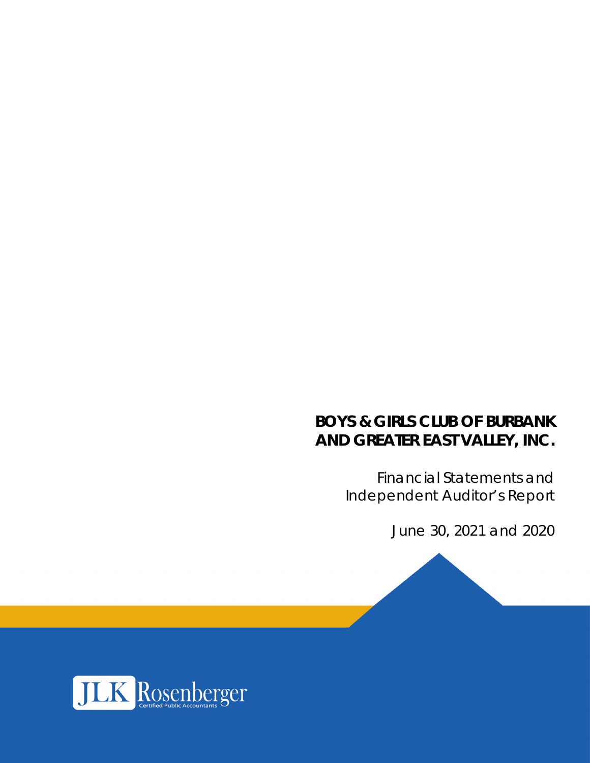# BOYS & GIRLS CLUB OF BURBANK AND GREATER EAST VALLEY, INC.

Financial Statements and Independent Auditor's Report

June 30, 2021 and 2020

JLK Rosenberger
Certified Public Accountants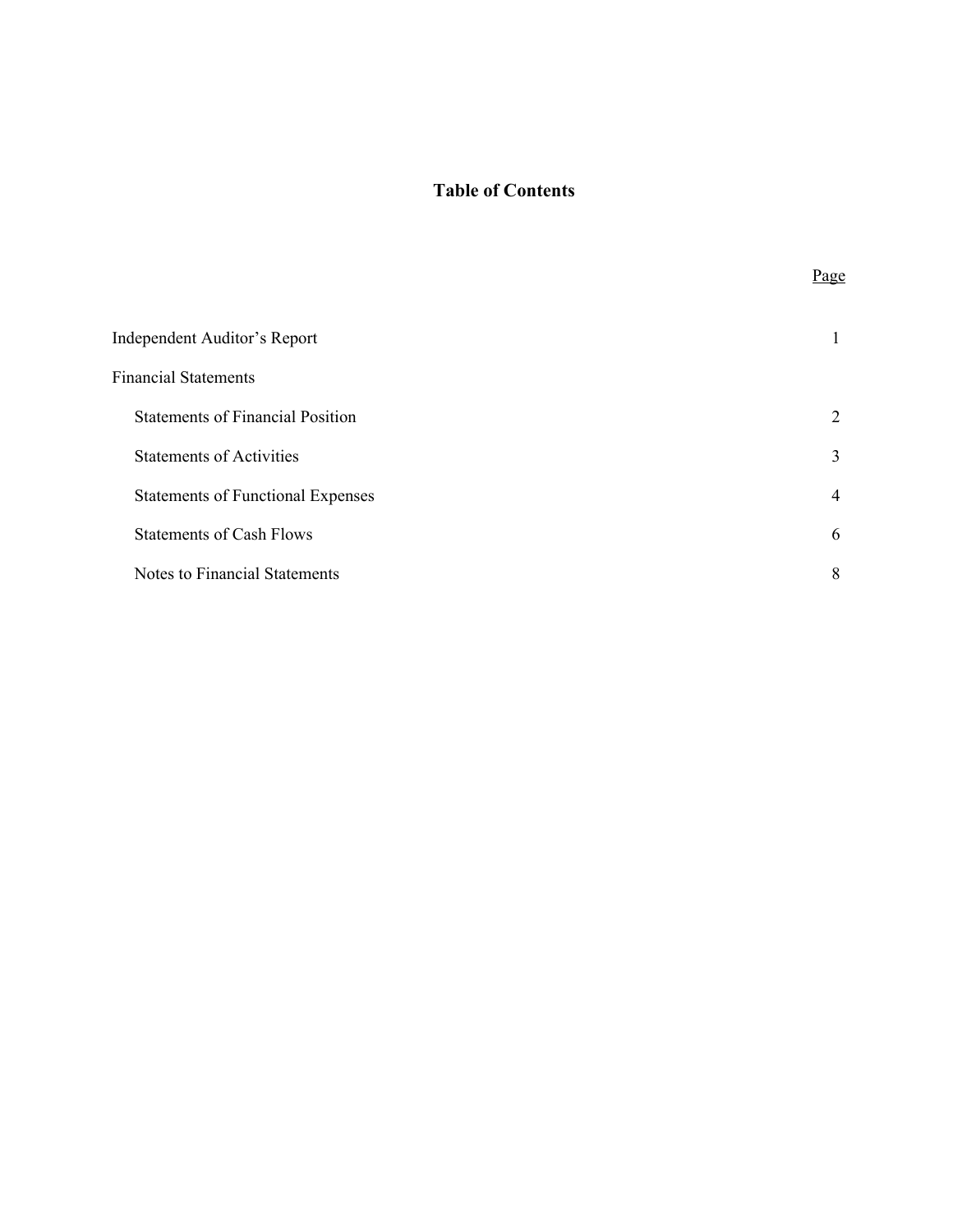# Table of Contents

| | Page |
|---|---|
| Independent Auditor's Report | 1 |
| Financial Statements | |
| Statements of Financial Position | 2 |
| Statements of Activities | 3 |
| Statements of Functional Expenses | 4 |
| Statements of Cash Flows | 6 |
| Notes to Financial Statements | 8 |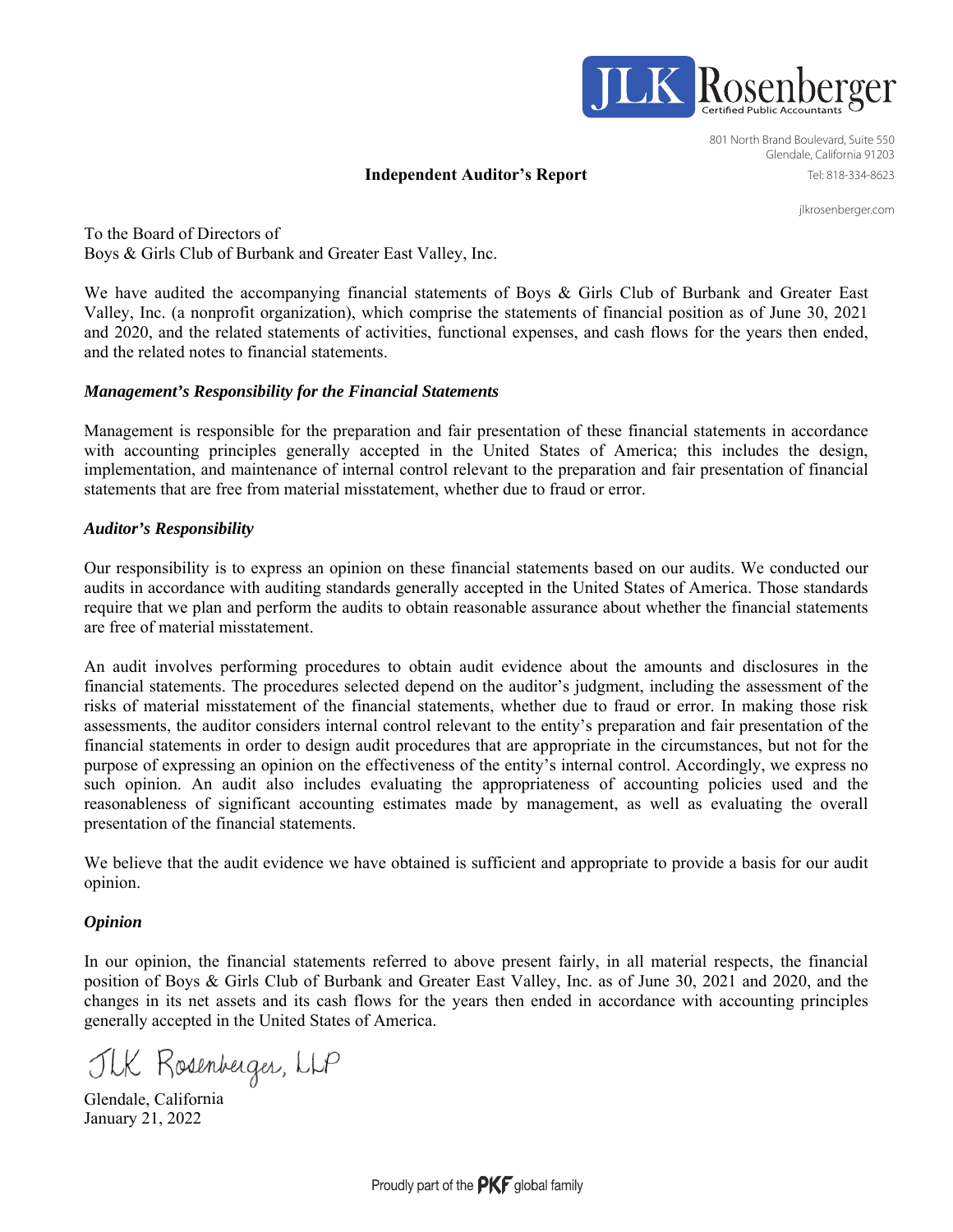JLK Rosenberger
Certified Public Accountants

801 North Brand Boulevard, Suite 550
Glendale, California 91203
Tel: 818-334-8623
jlkrosenberger.com

## Independent Auditor's Report

To the Board of Directors of
Boys & Girls Club of Burbank and Greater East Valley, Inc.

We have audited the accompanying financial statements of Boys & Girls Club of Burbank and Greater East Valley, Inc. (a nonprofit organization), which comprise the statements of financial position as of June 30, 2021 and 2020, and the related statements of activities, functional expenses, and cash flows for the years then ended, and the related notes to financial statements.

### *Management's Responsibility for the Financial Statements*

Management is responsible for the preparation and fair presentation of these financial statements in accordance with accounting principles generally accepted in the United States of America; this includes the design, implementation, and maintenance of internal control relevant to the preparation and fair presentation of financial statements that are free from material misstatement, whether due to fraud or error.

### *Auditor's Responsibility*

Our responsibility is to express an opinion on these financial statements based on our audits. We conducted our audits in accordance with auditing standards generally accepted in the United States of America. Those standards require that we plan and perform the audits to obtain reasonable assurance about whether the financial statements are free of material misstatement.

An audit involves performing procedures to obtain audit evidence about the amounts and disclosures in the financial statements. The procedures selected depend on the auditor's judgment, including the assessment of the risks of material misstatement of the financial statements, whether due to fraud or error. In making those risk assessments, the auditor considers internal control relevant to the entity's preparation and fair presentation of the financial statements in order to design audit procedures that are appropriate in the circumstances, but not for the purpose of expressing an opinion on the effectiveness of the entity's internal control. Accordingly, we express no such opinion. An audit also includes evaluating the appropriateness of accounting policies used and the reasonableness of significant accounting estimates made by management, as well as evaluating the overall presentation of the financial statements.

We believe that the audit evidence we have obtained is sufficient and appropriate to provide a basis for our audit opinion.

### *Opinion*

In our opinion, the financial statements referred to above present fairly, in all material respects, the financial position of Boys & Girls Club of Burbank and Greater East Valley, Inc. as of June 30, 2021 and 2020, and the changes in its net assets and its cash flows for the years then ended in accordance with accounting principles generally accepted in the United States of America.

JLK Rosenberger, LLP

Glendale, California
January 21, 2022

Proudly part of the PKF global family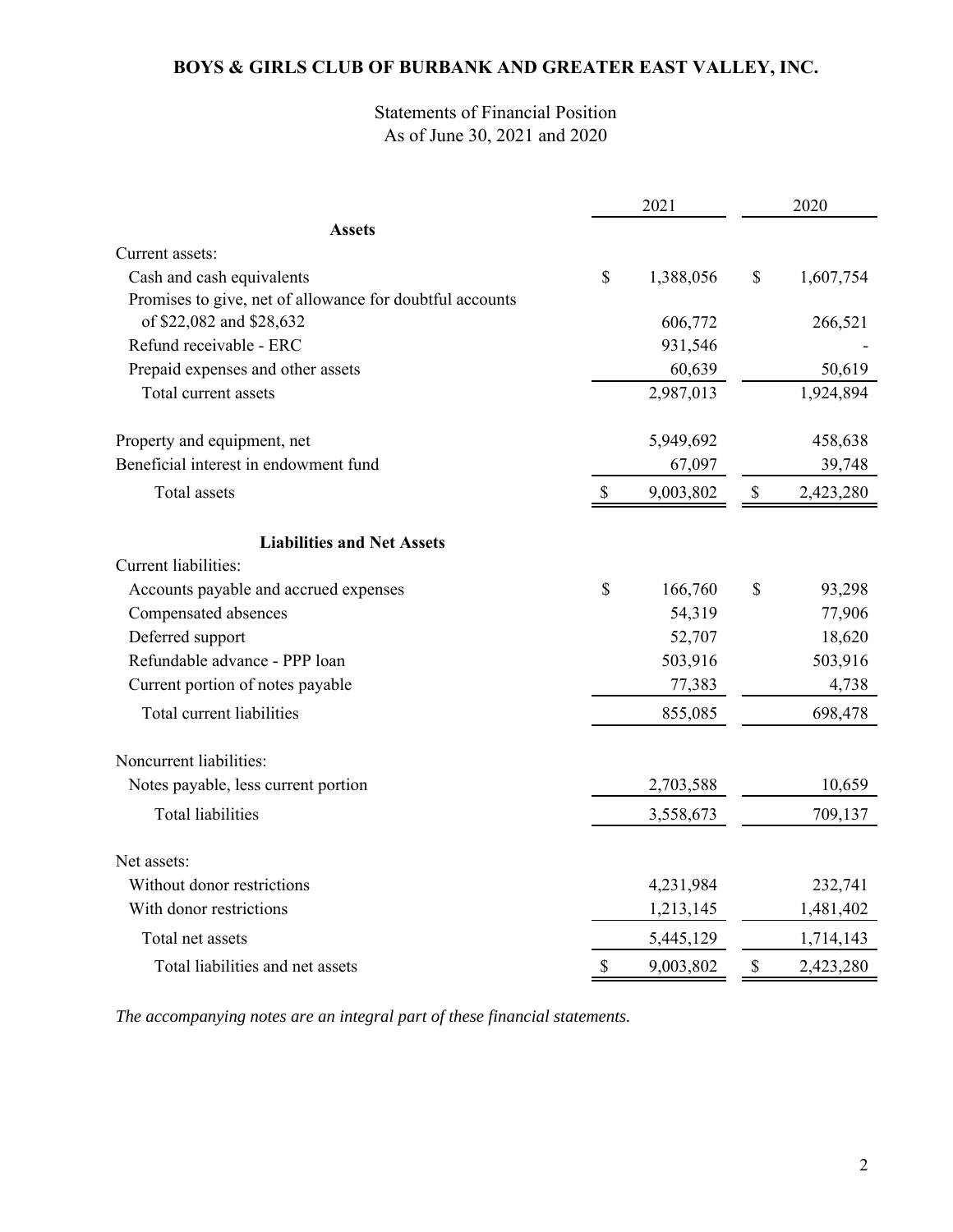# BOYS & GIRLS CLUB OF BURBANK AND GREATER EAST VALLEY, INC.

Statements of Financial Position
As of June 30, 2021 and 2020

| | 2021 | 2020 |
|---|---|---|
| **Assets** | | |
| Current assets: | | |
| Cash and cash equivalents | $ 1,388,056 | $ 1,607,754 |
| Promises to give, net of allowance for doubtful accounts of $22,082 and $28,632 | 606,772 | 266,521 |
| Refund receivable - ERC | 931,546 | - |
| Prepaid expenses and other assets | 60,639 | 50,619 |
| Total current assets | 2,987,013 | 1,924,894 |
| Property and equipment, net | 5,949,692 | 458,638 |
| Beneficial interest in endowment fund | 67,097 | 39,748 |
| Total assets | $ 9,003,802 | $ 2,423,280 |
| **Liabilities and Net Assets** | | |
| Current liabilities: | | |
| Accounts payable and accrued expenses | $ 166,760 | $ 93,298 |
| Compensated absences | 54,319 | 77,906 |
| Deferred support | 52,707 | 18,620 |
| Refundable advance - PPP loan | 503,916 | 503,916 |
| Current portion of notes payable | 77,383 | 4,738 |
| Total current liabilities | 855,085 | 698,478 |
| Noncurrent liabilities: | | |
| Notes payable, less current portion | 2,703,588 | 10,659 |
| Total liabilities | 3,558,673 | 709,137 |
| Net assets: | | |
| Without donor restrictions | 4,231,984 | 232,741 |
| With donor restrictions | 1,213,145 | 1,481,402 |
| Total net assets | 5,445,129 | 1,714,143 |
| Total liabilities and net assets | $ 9,003,802 | $ 2,423,280 |

*The accompanying notes are an integral part of these financial statements.*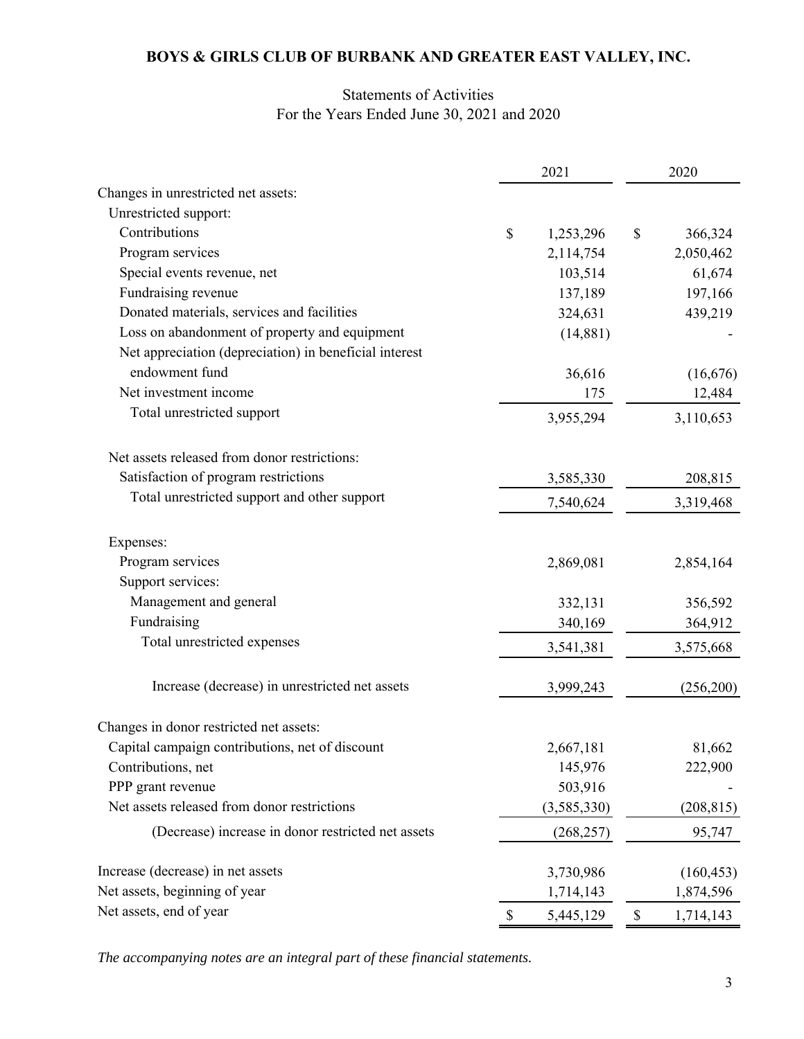# BOYS & GIRLS CLUB OF BURBANK AND GREATER EAST VALLEY, INC.

## Statements of Activities
For the Years Ended June 30, 2021 and 2020

| | 2021 | 2020 |
|---|---|---|
| Changes in unrestricted net assets: | | |
| Unrestricted support: | | |
| Contributions | $ 1,253,296 | $ 366,324 |
| Program services | 2,114,754 | 2,050,462 |
| Special events revenue, net | 103,514 | 61,674 |
| Fundraising revenue | 137,189 | 197,166 |
| Donated materials, services and facilities | 324,631 | 439,219 |
| Loss on abandonment of property and equipment | (14,881) | - |
| Net appreciation (depreciation) in beneficial interest endowment fund | 36,616 | (16,676) |
| Net investment income | 175 | 12,484 |
| Total unrestricted support | 3,955,294 | 3,110,653 |
| Net assets released from donor restrictions: | | |
| Satisfaction of program restrictions | 3,585,330 | 208,815 |
| Total unrestricted support and other support | 7,540,624 | 3,319,468 |
| Expenses: | | |
| Program services | 2,869,081 | 2,854,164 |
| Support services: | | |
| Management and general | 332,131 | 356,592 |
| Fundraising | 340,169 | 364,912 |
| Total unrestricted expenses | 3,541,381 | 3,575,668 |
| Increase (decrease) in unrestricted net assets | 3,999,243 | (256,200) |
| Changes in donor restricted net assets: | | |
| Capital campaign contributions, net of discount | 2,667,181 | 81,662 |
| Contributions, net | 145,976 | 222,900 |
| PPP grant revenue | 503,916 | - |
| Net assets released from donor restrictions | (3,585,330) | (208,815) |
| (Decrease) increase in donor restricted net assets | (268,257) | 95,747 |
| Increase (decrease) in net assets | 3,730,986 | (160,453) |
| Net assets, beginning of year | 1,714,143 | 1,874,596 |
| Net assets, end of year | $ 5,445,129 | $ 1,714,143 |

*The accompanying notes are an integral part of these financial statements.*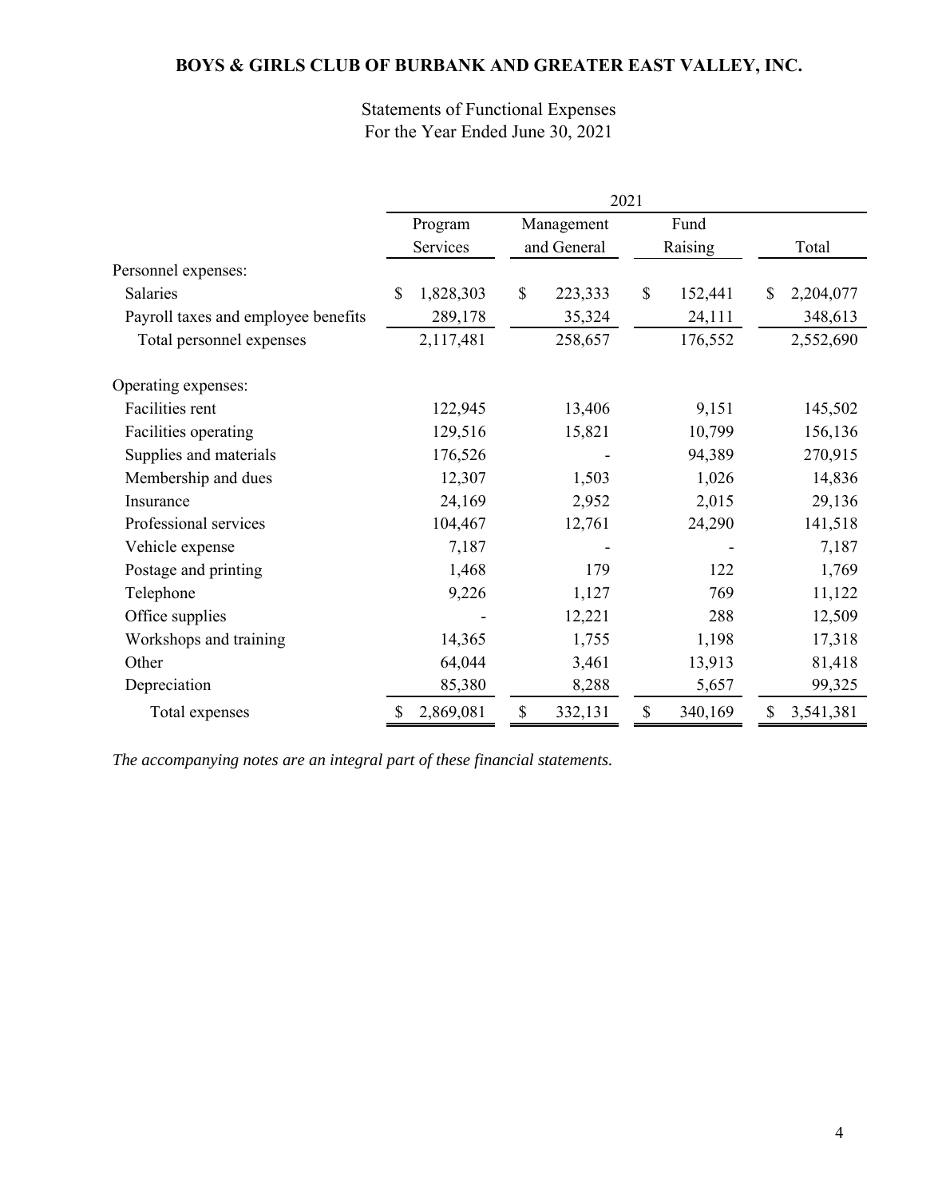# BOYS & GIRLS CLUB OF BURBANK AND GREATER EAST VALLEY, INC.

Statements of Functional Expenses
For the Year Ended June 30, 2021

| | 2021 | | | |
|---|---|---|---|---|
| | Program Services | Management and General | Fund Raising | Total |
| Personnel expenses: | | | | |
| Salaries | $ 1,828,303 | $ 223,333 | $ 152,441 | $ 2,204,077 |
| Payroll taxes and employee benefits | 289,178 | 35,324 | 24,111 | 348,613 |
| Total personnel expenses | 2,117,481 | 258,657 | 176,552 | 2,552,690 |
| Operating expenses: | | | | |
| Facilities rent | 122,945 | 13,406 | 9,151 | 145,502 |
| Facilities operating | 129,516 | 15,821 | 10,799 | 156,136 |
| Supplies and materials | 176,526 | - | 94,389 | 270,915 |
| Membership and dues | 12,307 | 1,503 | 1,026 | 14,836 |
| Insurance | 24,169 | 2,952 | 2,015 | 29,136 |
| Professional services | 104,467 | 12,761 | 24,290 | 141,518 |
| Vehicle expense | 7,187 | - | - | 7,187 |
| Postage and printing | 1,468 | 179 | 122 | 1,769 |
| Telephone | 9,226 | 1,127 | 769 | 11,122 |
| Office supplies | - | 12,221 | 288 | 12,509 |
| Workshops and training | 14,365 | 1,755 | 1,198 | 17,318 |
| Other | 64,044 | 3,461 | 13,913 | 81,418 |
| Depreciation | 85,380 | 8,288 | 5,657 | 99,325 |
| Total expenses | $ 2,869,081 | $ 332,131 | $ 340,169 | $ 3,541,381 |

*The accompanying notes are an integral part of these financial statements.*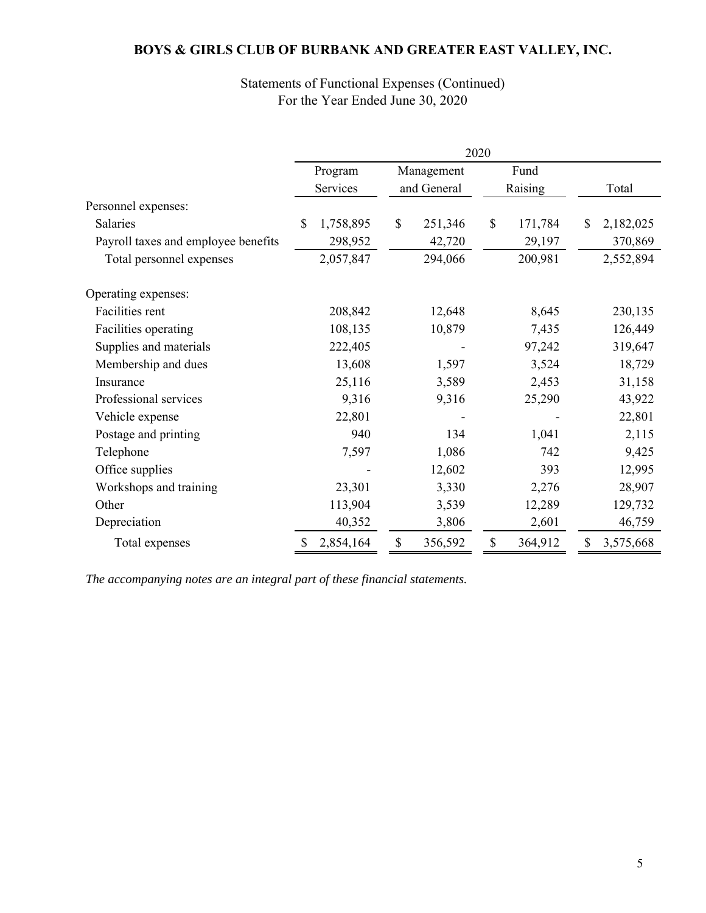# BOYS & GIRLS CLUB OF BURBANK AND GREATER EAST VALLEY, INC.

Statements of Functional Expenses (Continued)
For the Year Ended June 30, 2020

| | 2020 | | | |
|---|---|---|---|---|
| | Program Services | Management and General | Fund Raising | Total |
| Personnel expenses: | | | | |
| Salaries | $ 1,758,895 | $ 251,346 | $ 171,784 | $ 2,182,025 |
| Payroll taxes and employee benefits | 298,952 | 42,720 | 29,197 | 370,869 |
| Total personnel expenses | 2,057,847 | 294,066 | 200,981 | 2,552,894 |
| Operating expenses: | | | | |
| Facilities rent | 208,842 | 12,648 | 8,645 | 230,135 |
| Facilities operating | 108,135 | 10,879 | 7,435 | 126,449 |
| Supplies and materials | 222,405 | - | 97,242 | 319,647 |
| Membership and dues | 13,608 | 1,597 | 3,524 | 18,729 |
| Insurance | 25,116 | 3,589 | 2,453 | 31,158 |
| Professional services | 9,316 | 9,316 | 25,290 | 43,922 |
| Vehicle expense | 22,801 | - | - | 22,801 |
| Postage and printing | 940 | 134 | 1,041 | 2,115 |
| Telephone | 7,597 | 1,086 | 742 | 9,425 |
| Office supplies | - | 12,602 | 393 | 12,995 |
| Workshops and training | 23,301 | 3,330 | 2,276 | 28,907 |
| Other | 113,904 | 3,539 | 12,289 | 129,732 |
| Depreciation | 40,352 | 3,806 | 2,601 | 46,759 |
| Total expenses | $ 2,854,164 | $ 356,592 | $ 364,912 | $ 3,575,668 |

*The accompanying notes are an integral part of these financial statements.*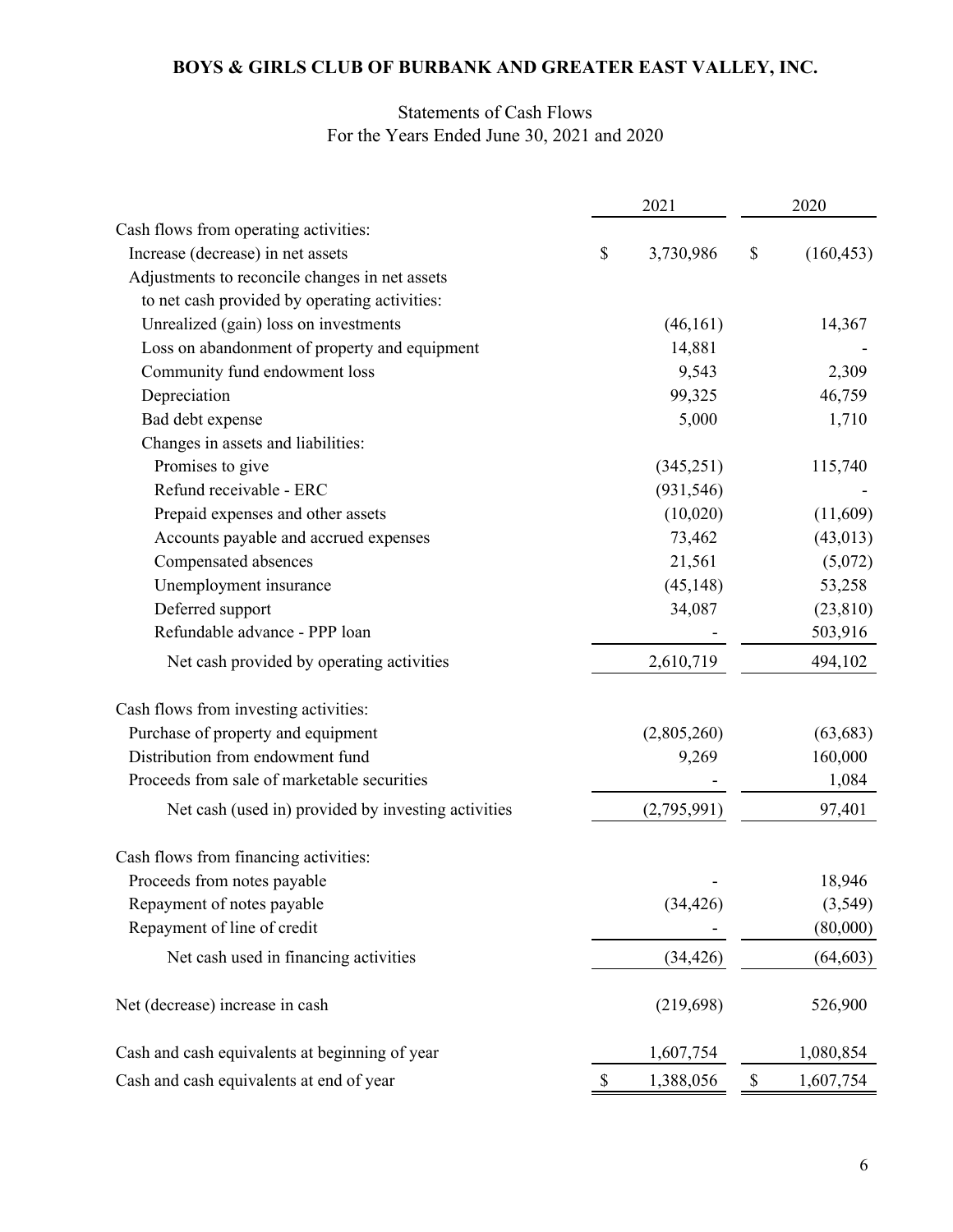# BOYS & GIRLS CLUB OF BURBANK AND GREATER EAST VALLEY, INC.

## Statements of Cash Flows
For the Years Ended June 30, 2021 and 2020

| | 2021 | 2020 |
|---|---|---|
| Cash flows from operating activities: | | |
| Increase (decrease) in net assets | $ 3,730,986 | $ (160,453) |
| Adjustments to reconcile changes in net assets to net cash provided by operating activities: | | |
| Unrealized (gain) loss on investments | (46,161) | 14,367 |
| Loss on abandonment of property and equipment | 14,881 | - |
| Community fund endowment loss | 9,543 | 2,309 |
| Depreciation | 99,325 | 46,759 |
| Bad debt expense | 5,000 | 1,710 |
| Changes in assets and liabilities: | | |
| Promises to give | (345,251) | 115,740 |
| Refund receivable - ERC | (931,546) | - |
| Prepaid expenses and other assets | (10,020) | (11,609) |
| Accounts payable and accrued expenses | 73,462 | (43,013) |
| Compensated absences | 21,561 | (5,072) |
| Unemployment insurance | (45,148) | 53,258 |
| Deferred support | 34,087 | (23,810) |
| Refundable advance - PPP loan | - | 503,916 |
| Net cash provided by operating activities | 2,610,719 | 494,102 |
| Cash flows from investing activities: | | |
| Purchase of property and equipment | (2,805,260) | (63,683) |
| Distribution from endowment fund | 9,269 | 160,000 |
| Proceeds from sale of marketable securities | - | 1,084 |
| Net cash (used in) provided by investing activities | (2,795,991) | 97,401 |
| Cash flows from financing activities: | | |
| Proceeds from notes payable | - | 18,946 |
| Repayment of notes payable | (34,426) | (3,549) |
| Repayment of line of credit | - | (80,000) |
| Net cash used in financing activities | (34,426) | (64,603) |
| Net (decrease) increase in cash | (219,698) | 526,900 |
| Cash and cash equivalents at beginning of year | 1,607,754 | 1,080,854 |
| Cash and cash equivalents at end of year | $ 1,388,056 | $ 1,607,754 |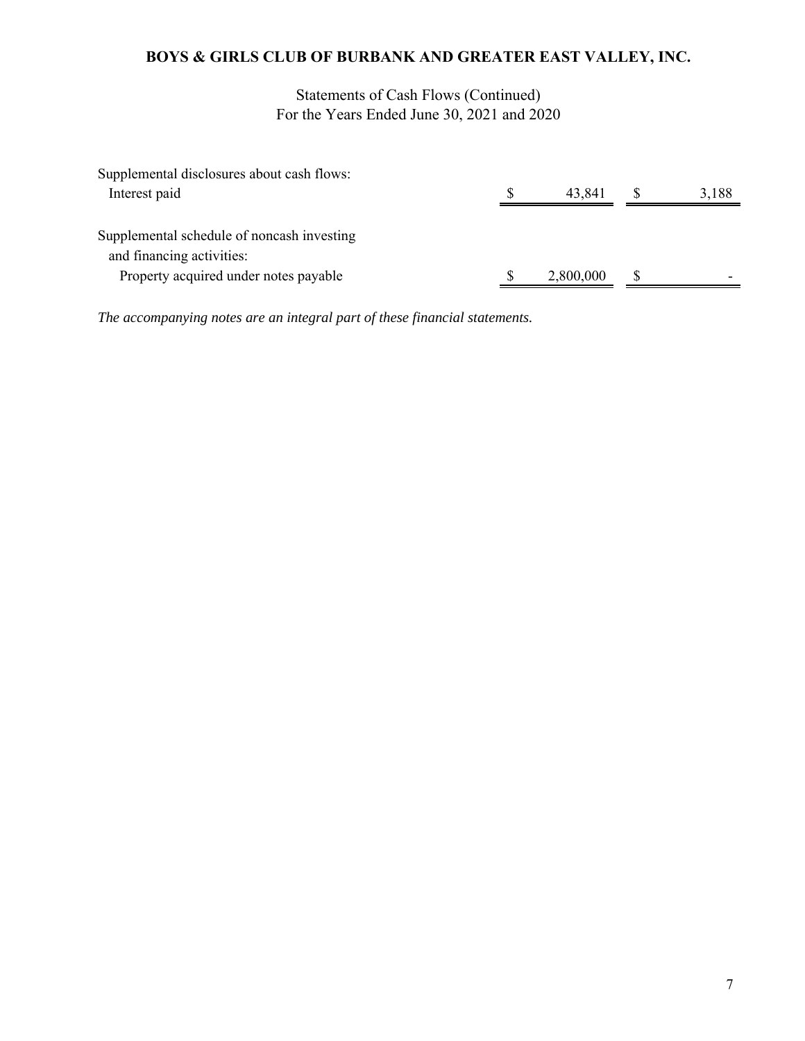# BOYS & GIRLS CLUB OF BURBANK AND GREATER EAST VALLEY, INC.

Statements of Cash Flows (Continued)
For the Years Ended June 30, 2021 and 2020

| | 2021 | 2020 |
|---|---|---|
| Supplemental disclosures about cash flows: | | |
| Interest paid | $ 43,841 | $ 3,188 |
| Supplemental schedule of noncash investing and financing activities: | | |
| Property acquired under notes payable | $ 2,800,000 | $ - |

*The accompanying notes are an integral part of these financial statements.*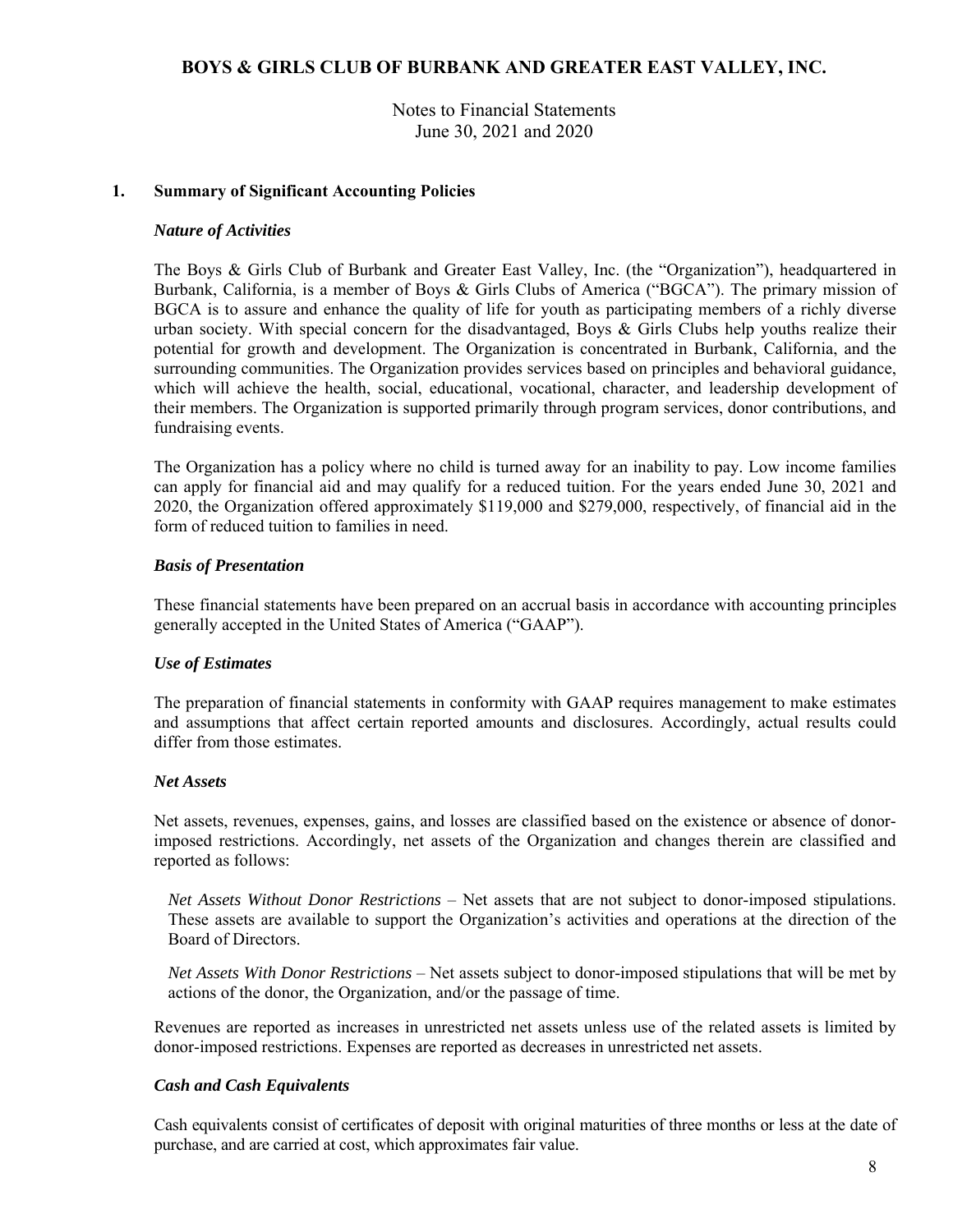# BOYS & GIRLS CLUB OF BURBANK AND GREATER EAST VALLEY, INC.

Notes to Financial Statements
June 30, 2021 and 2020

## 1. Summary of Significant Accounting Policies

### *Nature of Activities*

The Boys & Girls Club of Burbank and Greater East Valley, Inc. (the "Organization"), headquartered in Burbank, California, is a member of Boys & Girls Clubs of America ("BGCA"). The primary mission of BGCA is to assure and enhance the quality of life for youth as participating members of a richly diverse urban society. With special concern for the disadvantaged, Boys & Girls Clubs help youths realize their potential for growth and development. The Organization is concentrated in Burbank, California, and the surrounding communities. The Organization provides services based on principles and behavioral guidance, which will achieve the health, social, educational, vocational, character, and leadership development of their members. The Organization is supported primarily through program services, donor contributions, and fundraising events.

The Organization has a policy where no child is turned away for an inability to pay. Low income families can apply for financial aid and may qualify for a reduced tuition. For the years ended June 30, 2021 and 2020, the Organization offered approximately $119,000 and $279,000, respectively, of financial aid in the form of reduced tuition to families in need.

### *Basis of Presentation*

These financial statements have been prepared on an accrual basis in accordance with accounting principles generally accepted in the United States of America ("GAAP").

### *Use of Estimates*

The preparation of financial statements in conformity with GAAP requires management to make estimates and assumptions that affect certain reported amounts and disclosures. Accordingly, actual results could differ from those estimates.

### *Net Assets*

Net assets, revenues, expenses, gains, and losses are classified based on the existence or absence of donor-imposed restrictions. Accordingly, net assets of the Organization and changes therein are classified and reported as follows:

*Net Assets Without Donor Restrictions* – Net assets that are not subject to donor-imposed stipulations. These assets are available to support the Organization's activities and operations at the direction of the Board of Directors.

*Net Assets With Donor Restrictions* – Net assets subject to donor-imposed stipulations that will be met by actions of the donor, the Organization, and/or the passage of time.

Revenues are reported as increases in unrestricted net assets unless use of the related assets is limited by donor-imposed restrictions. Expenses are reported as decreases in unrestricted net assets.

### *Cash and Cash Equivalents*

Cash equivalents consist of certificates of deposit with original maturities of three months or less at the date of purchase, and are carried at cost, which approximates fair value.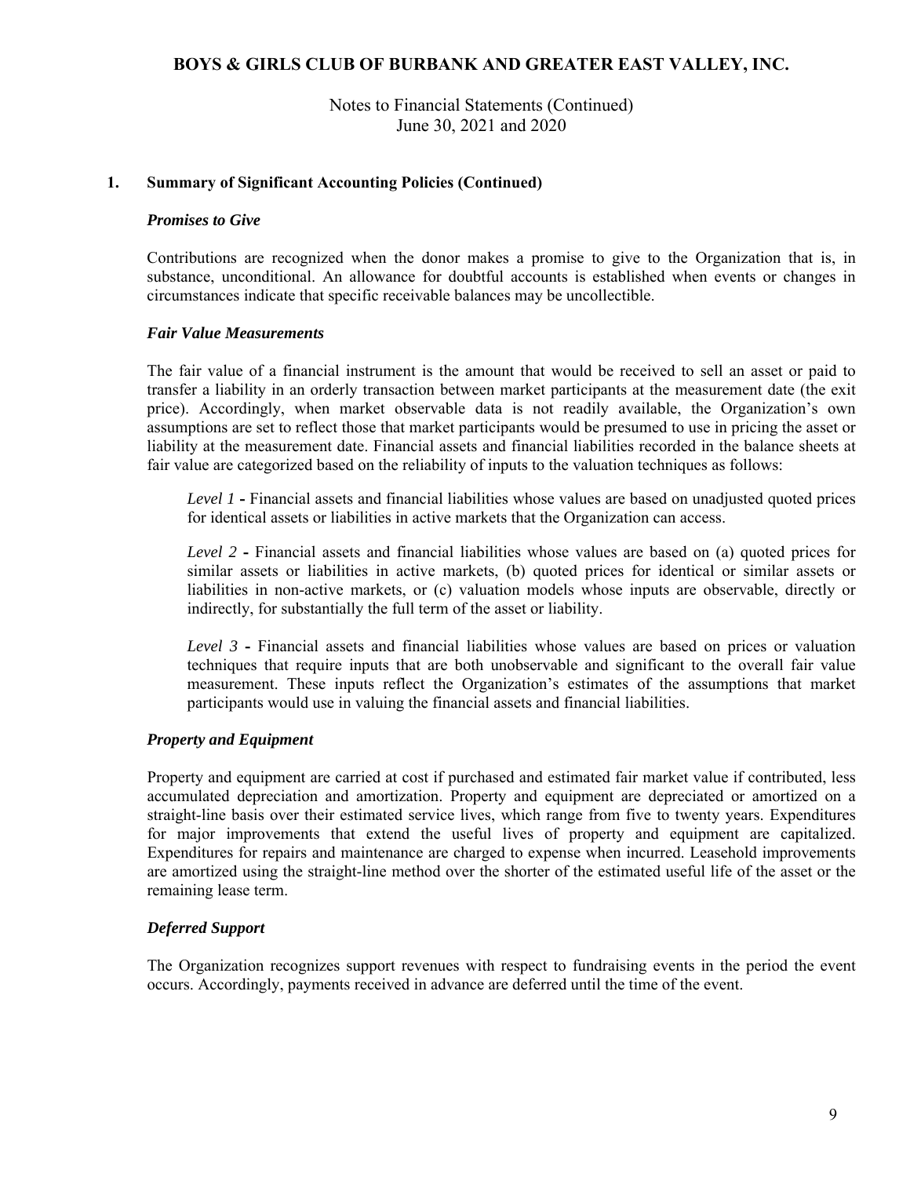## 1. Summary of Significant Accounting Policies (Continued)

### *Promises to Give*

Contributions are recognized when the donor makes a promise to give to the Organization that is, in substance, unconditional. An allowance for doubtful accounts is established when events or changes in circumstances indicate that specific receivable balances may be uncollectible.

### *Fair Value Measurements*

The fair value of a financial instrument is the amount that would be received to sell an asset or paid to transfer a liability in an orderly transaction between market participants at the measurement date (the exit price). Accordingly, when market observable data is not readily available, the Organization's own assumptions are set to reflect those that market participants would be presumed to use in pricing the asset or liability at the measurement date. Financial assets and financial liabilities recorded in the balance sheets at fair value are categorized based on the reliability of inputs to the valuation techniques as follows:

*Level 1* **-** Financial assets and financial liabilities whose values are based on unadjusted quoted prices for identical assets or liabilities in active markets that the Organization can access.

*Level 2* **-** Financial assets and financial liabilities whose values are based on (a) quoted prices for similar assets or liabilities in active markets, (b) quoted prices for identical or similar assets or liabilities in non-active markets, or (c) valuation models whose inputs are observable, directly or indirectly, for substantially the full term of the asset or liability.

*Level 3* **-** Financial assets and financial liabilities whose values are based on prices or valuation techniques that require inputs that are both unobservable and significant to the overall fair value measurement. These inputs reflect the Organization's estimates of the assumptions that market participants would use in valuing the financial assets and financial liabilities.

### *Property and Equipment*

Property and equipment are carried at cost if purchased and estimated fair market value if contributed, less accumulated depreciation and amortization. Property and equipment are depreciated or amortized on a straight-line basis over their estimated service lives, which range from five to twenty years. Expenditures for major improvements that extend the useful lives of property and equipment are capitalized. Expenditures for repairs and maintenance are charged to expense when incurred. Leasehold improvements are amortized using the straight-line method over the shorter of the estimated useful life of the asset or the remaining lease term.

### *Deferred Support*

The Organization recognizes support revenues with respect to fundraising events in the period the event occurs. Accordingly, payments received in advance are deferred until the time of the event.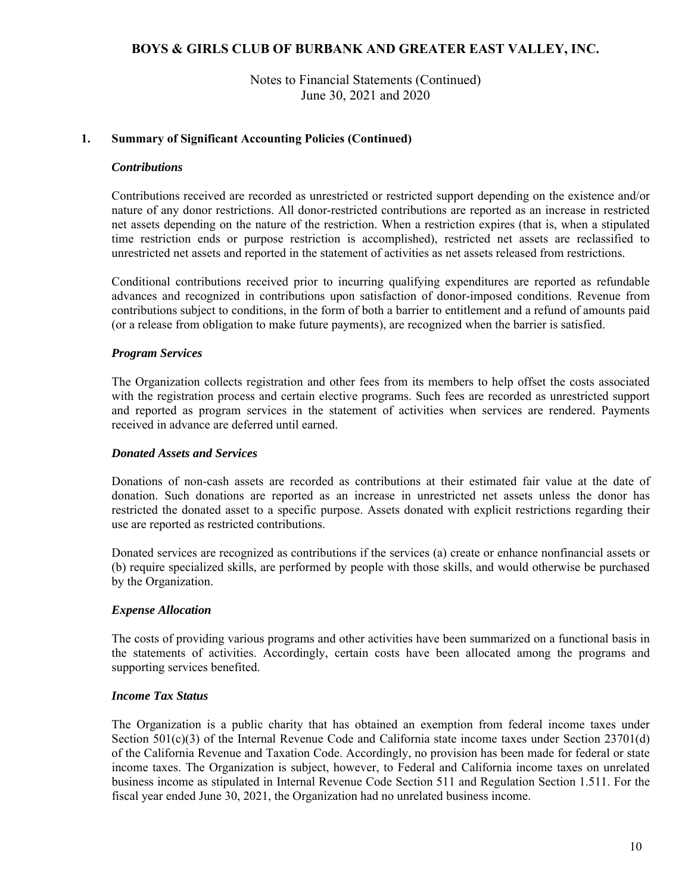## 1. Summary of Significant Accounting Policies (Continued)

### *Contributions*

Contributions received are recorded as unrestricted or restricted support depending on the existence and/or nature of any donor restrictions. All donor-restricted contributions are reported as an increase in restricted net assets depending on the nature of the restriction. When a restriction expires (that is, when a stipulated time restriction ends or purpose restriction is accomplished), restricted net assets are reclassified to unrestricted net assets and reported in the statement of activities as net assets released from restrictions.

Conditional contributions received prior to incurring qualifying expenditures are reported as refundable advances and recognized in contributions upon satisfaction of donor-imposed conditions. Revenue from contributions subject to conditions, in the form of both a barrier to entitlement and a refund of amounts paid (or a release from obligation to make future payments), are recognized when the barrier is satisfied.

### *Program Services*

The Organization collects registration and other fees from its members to help offset the costs associated with the registration process and certain elective programs. Such fees are recorded as unrestricted support and reported as program services in the statement of activities when services are rendered. Payments received in advance are deferred until earned.

### *Donated Assets and Services*

Donations of non-cash assets are recorded as contributions at their estimated fair value at the date of donation. Such donations are reported as an increase in unrestricted net assets unless the donor has restricted the donated asset to a specific purpose. Assets donated with explicit restrictions regarding their use are reported as restricted contributions.

Donated services are recognized as contributions if the services (a) create or enhance nonfinancial assets or (b) require specialized skills, are performed by people with those skills, and would otherwise be purchased by the Organization.

### *Expense Allocation*

The costs of providing various programs and other activities have been summarized on a functional basis in the statements of activities. Accordingly, certain costs have been allocated among the programs and supporting services benefited.

### *Income Tax Status*

The Organization is a public charity that has obtained an exemption from federal income taxes under Section 501(c)(3) of the Internal Revenue Code and California state income taxes under Section 23701(d) of the California Revenue and Taxation Code. Accordingly, no provision has been made for federal or state income taxes. The Organization is subject, however, to Federal and California income taxes on unrelated business income as stipulated in Internal Revenue Code Section 511 and Regulation Section 1.511. For the fiscal year ended June 30, 2021, the Organization had no unrelated business income.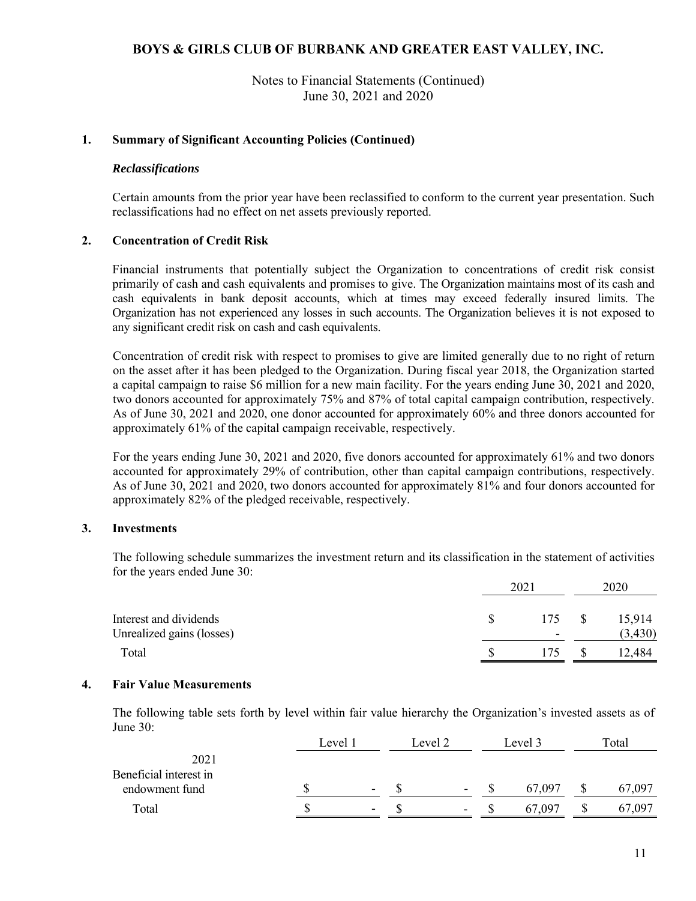# BOYS & GIRLS CLUB OF BURBANK AND GREATER EAST VALLEY, INC.

Notes to Financial Statements (Continued)
June 30, 2021 and 2020

## 1. Summary of Significant Accounting Policies (Continued)

### *Reclassifications*

Certain amounts from the prior year have been reclassified to conform to the current year presentation. Such reclassifications had no effect on net assets previously reported.

## 2. Concentration of Credit Risk

Financial instruments that potentially subject the Organization to concentrations of credit risk consist primarily of cash and cash equivalents and promises to give. The Organization maintains most of its cash and cash equivalents in bank deposit accounts, which at times may exceed federally insured limits. The Organization has not experienced any losses in such accounts. The Organization believes it is not exposed to any significant credit risk on cash and cash equivalents.

Concentration of credit risk with respect to promises to give are limited generally due to no right of return on the asset after it has been pledged to the Organization. During fiscal year 2018, the Organization started a capital campaign to raise $6 million for a new main facility. For the years ending June 30, 2021 and 2020, two donors accounted for approximately 75% and 87% of total capital campaign contribution, respectively. As of June 30, 2021 and 2020, one donor accounted for approximately 60% and three donors accounted for approximately 61% of the capital campaign receivable, respectively.

For the years ending June 30, 2021 and 2020, five donors accounted for approximately 61% and two donors accounted for approximately 29% of contribution, other than capital campaign contributions, respectively. As of June 30, 2021 and 2020, two donors accounted for approximately 81% and four donors accounted for approximately 82% of the pledged receivable, respectively.

## 3. Investments

The following schedule summarizes the investment return and its classification in the statement of activities for the years ended June 30:

| | 2021 | 2020 |
|---|---|---|
| Interest and dividends | $ 175 | $ 15,914 |
| Unrealized gains (losses) | - | (3,430) |
| Total | $ 175 | $ 12,484 |

## 4. Fair Value Measurements

The following table sets forth by level within fair value hierarchy the Organization's invested assets as of June 30:

| | Level 1 | Level 2 | Level 3 | Total |
|---|---|---|---|---|
| 2021 | | | | |
| Beneficial interest in endowment fund | $ - | $ - | $ 67,097 | $ 67,097 |
| Total | $ - | $ - | $ 67,097 | $ 67,097 |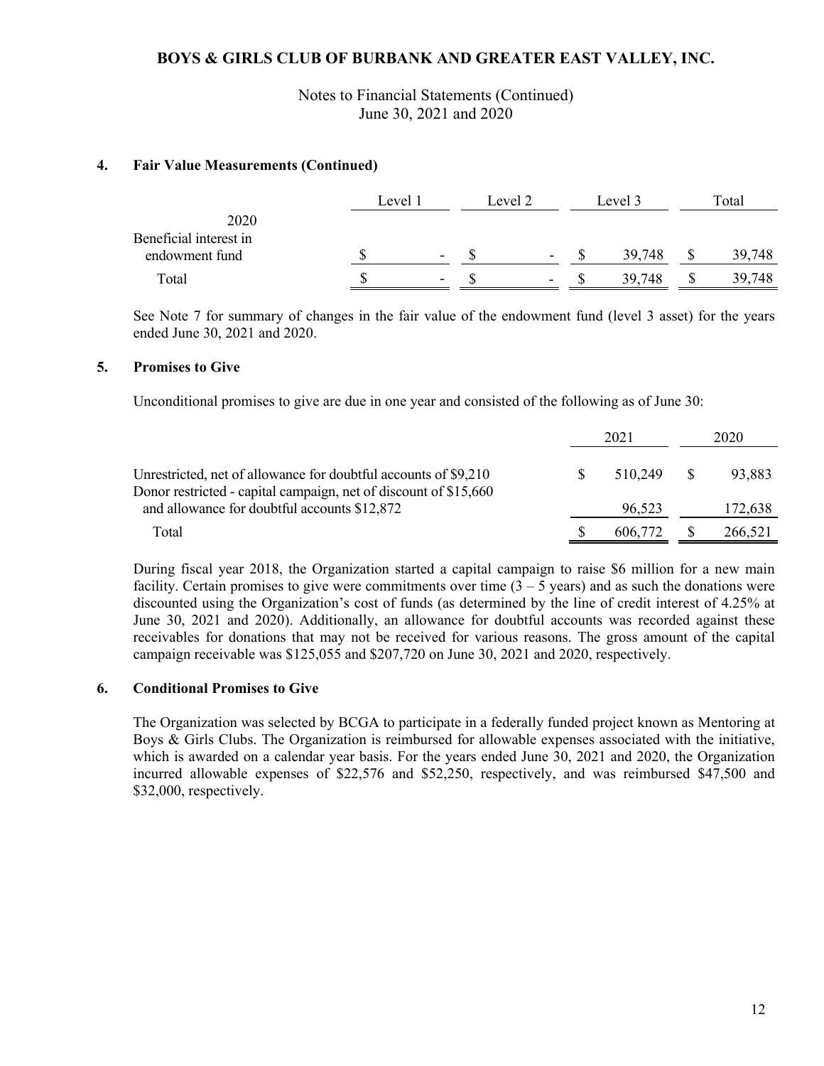## 4. Fair Value Measurements (Continued)

| | Level 1 | Level 2 | Level 3 | Total |
|---|---|---|---|---|
| 2020 | | | | |
| Beneficial interest in endowment fund | $ - | $ - | $ 39,748 | $ 39,748 |
| Total | $ - | $ - | $ 39,748 | $ 39,748 |

See Note 7 for summary of changes in the fair value of the endowment fund (level 3 asset) for the years ended June 30, 2021 and 2020.

## 5. Promises to Give

Unconditional promises to give are due in one year and consisted of the following as of June 30:

| | 2021 | 2020 |
|---|---|---|
| Unrestricted, net of allowance for doubtful accounts of $9,210 | $ 510,249 | $ 93,883 |
| Donor restricted - capital campaign, net of discount of $15,660 and allowance for doubtful accounts $12,872 | 96,523 | 172,638 |
| Total | $ 606,772 | $ 266,521 |

During fiscal year 2018, the Organization started a capital campaign to raise $6 million for a new main facility. Certain promises to give were commitments over time (3 – 5 years) and as such the donations were discounted using the Organization's cost of funds (as determined by the line of credit interest of 4.25% at June 30, 2021 and 2020). Additionally, an allowance for doubtful accounts was recorded against these receivables for donations that may not be received for various reasons. The gross amount of the capital campaign receivable was $125,055 and $207,720 on June 30, 2021 and 2020, respectively.

## 6. Conditional Promises to Give

The Organization was selected by BCGA to participate in a federally funded project known as Mentoring at Boys & Girls Clubs. The Organization is reimbursed for allowable expenses associated with the initiative, which is awarded on a calendar year basis. For the years ended June 30, 2021 and 2020, the Organization incurred allowable expenses of $22,576 and $52,250, respectively, and was reimbursed $47,500 and $32,000, respectively.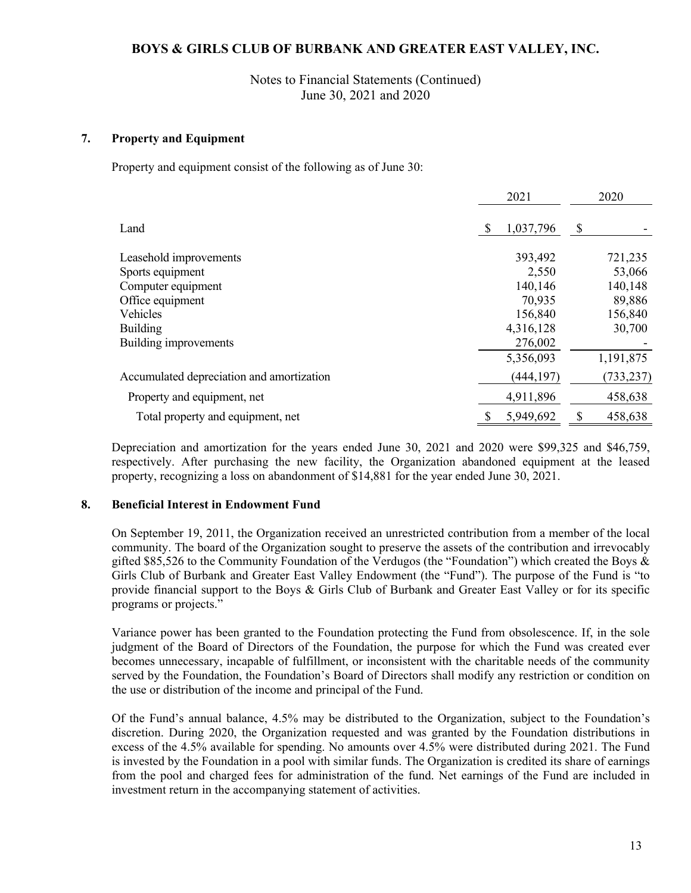# BOYS & GIRLS CLUB OF BURBANK AND GREATER EAST VALLEY, INC.

Notes to Financial Statements (Continued)
June 30, 2021 and 2020

## 7. Property and Equipment

Property and equipment consist of the following as of June 30:

| | 2021 | 2020 |
|---|---|---|
| Land | $ 1,037,796 | $ - |
| Leasehold improvements | 393,492 | 721,235 |
| Sports equipment | 2,550 | 53,066 |
| Computer equipment | 140,146 | 140,148 |
| Office equipment | 70,935 | 89,886 |
| Vehicles | 156,840 | 156,840 |
| Building | 4,316,128 | 30,700 |
| Building improvements | 276,002 | - |
| | 5,356,093 | 1,191,875 |
| Accumulated depreciation and amortization | (444,197) | (733,237) |
| Property and equipment, net | 4,911,896 | 458,638 |
| Total property and equipment, net | $ 5,949,692 | $ 458,638 |

Depreciation and amortization for the years ended June 30, 2021 and 2020 were $99,325 and $46,759, respectively. After purchasing the new facility, the Organization abandoned equipment at the leased property, recognizing a loss on abandonment of $14,881 for the year ended June 30, 2021.

## 8. Beneficial Interest in Endowment Fund

On September 19, 2011, the Organization received an unrestricted contribution from a member of the local community. The board of the Organization sought to preserve the assets of the contribution and irrevocably gifted $85,526 to the Community Foundation of the Verdugos (the "Foundation") which created the Boys & Girls Club of Burbank and Greater East Valley Endowment (the "Fund"). The purpose of the Fund is "to provide financial support to the Boys & Girls Club of Burbank and Greater East Valley or for its specific programs or projects."

Variance power has been granted to the Foundation protecting the Fund from obsolescence. If, in the sole judgment of the Board of Directors of the Foundation, the purpose for which the Fund was created ever becomes unnecessary, incapable of fulfillment, or inconsistent with the charitable needs of the community served by the Foundation, the Foundation's Board of Directors shall modify any restriction or condition on the use or distribution of the income and principal of the Fund.

Of the Fund's annual balance, 4.5% may be distributed to the Organization, subject to the Foundation's discretion. During 2020, the Organization requested and was granted by the Foundation distributions in excess of the 4.5% available for spending. No amounts over 4.5% were distributed during 2021. The Fund is invested by the Foundation in a pool with similar funds. The Organization is credited its share of earnings from the pool and charged fees for administration of the fund. Net earnings of the Fund are included in investment return in the accompanying statement of activities.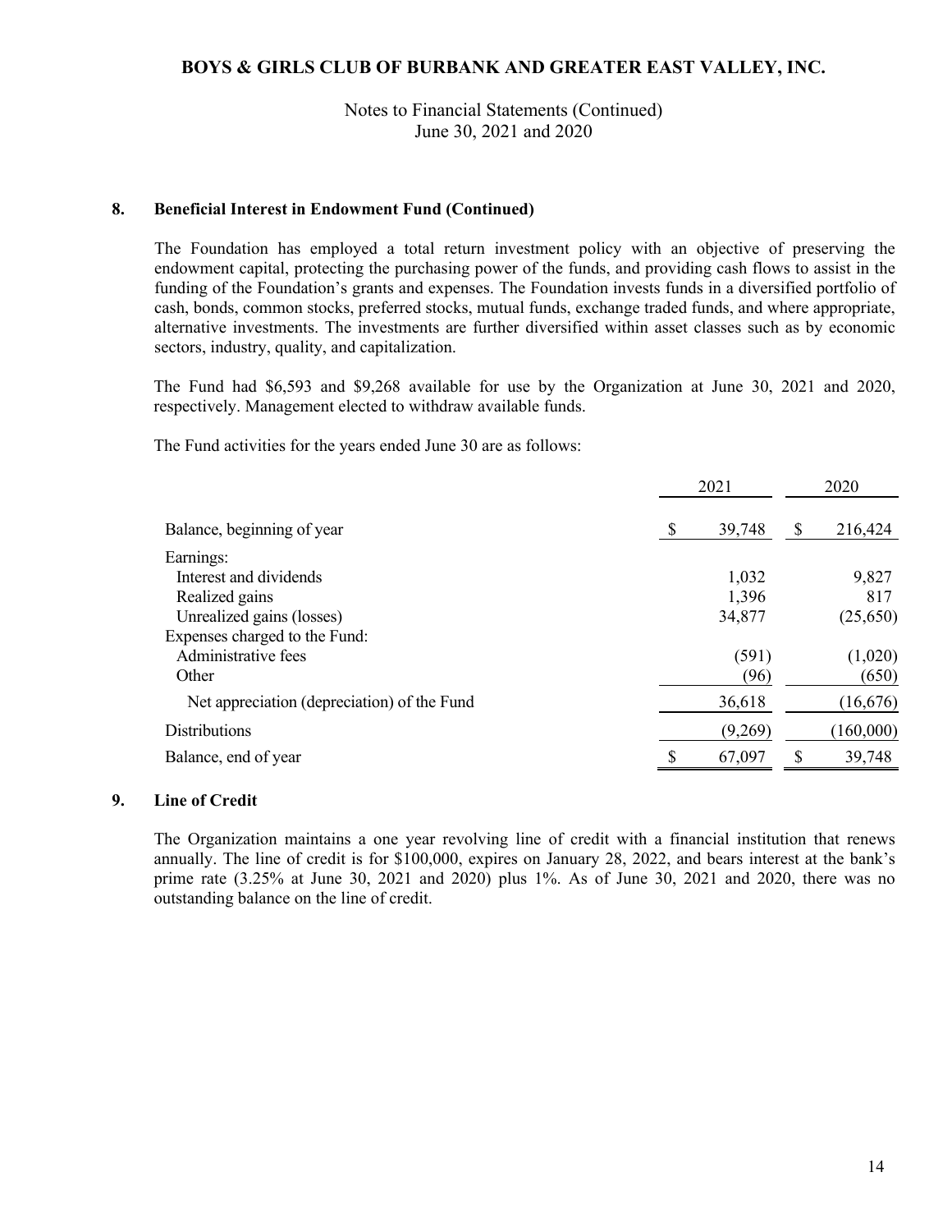BOYS & GIRLS CLUB OF BURBANK AND GREATER EAST VALLEY, INC.

Notes to Financial Statements (Continued)
June 30, 2021 and 2020

## 8. Beneficial Interest in Endowment Fund (Continued)

The Foundation has employed a total return investment policy with an objective of preserving the endowment capital, protecting the purchasing power of the funds, and providing cash flows to assist in the funding of the Foundation's grants and expenses. The Foundation invests funds in a diversified portfolio of cash, bonds, common stocks, preferred stocks, mutual funds, exchange traded funds, and where appropriate, alternative investments. The investments are further diversified within asset classes such as by economic sectors, industry, quality, and capitalization.

The Fund had $6,593 and $9,268 available for use by the Organization at June 30, 2021 and 2020, respectively. Management elected to withdraw available funds.

The Fund activities for the years ended June 30 are as follows:

| | 2021 | 2020 |
|---|---|---|
| Balance, beginning of year | $ 39,748 | $ 216,424 |
| Earnings: | | |
| Interest and dividends | 1,032 | 9,827 |
| Realized gains | 1,396 | 817 |
| Unrealized gains (losses) | 34,877 | (25,650) |
| Expenses charged to the Fund: | | |
| Administrative fees | (591) | (1,020) |
| Other | (96) | (650) |
| Net appreciation (depreciation) of the Fund | 36,618 | (16,676) |
| Distributions | (9,269) | (160,000) |
| Balance, end of year | $ 67,097 | $ 39,748 |

## 9. Line of Credit

The Organization maintains a one year revolving line of credit with a financial institution that renews annually. The line of credit is for $100,000, expires on January 28, 2022, and bears interest at the bank's prime rate (3.25% at June 30, 2021 and 2020) plus 1%. As of June 30, 2021 and 2020, there was no outstanding balance on the line of credit.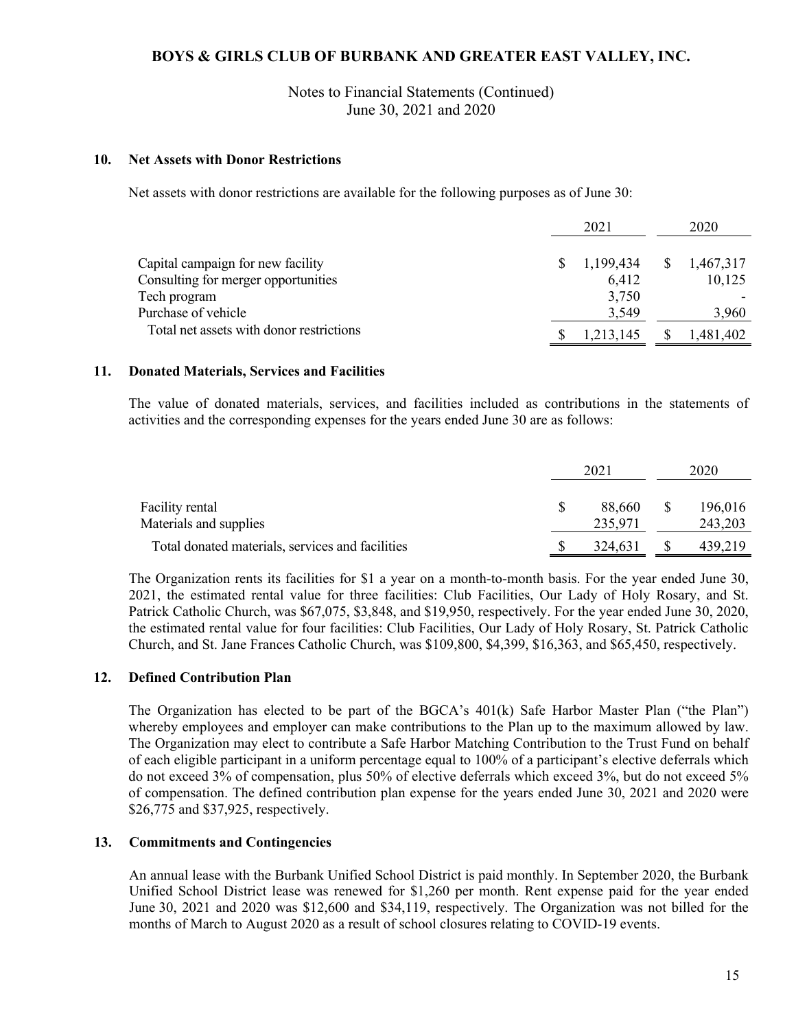## 10. Net Assets with Donor Restrictions

Net assets with donor restrictions are available for the following purposes as of June 30:

| | 2021 | 2020 |
|---|---|---|
| Capital campaign for new facility | $ 1,199,434 | $ 1,467,317 |
| Consulting for merger opportunities | 6,412 | 10,125 |
| Tech program | 3,750 | - |
| Purchase of vehicle | 3,549 | 3,960 |
| Total net assets with donor restrictions | $ 1,213,145 | $ 1,481,402 |

## 11. Donated Materials, Services and Facilities

The value of donated materials, services, and facilities included as contributions in the statements of activities and the corresponding expenses for the years ended June 30 are as follows:

| | 2021 | 2020 |
|---|---|---|
| Facility rental | $ 88,660 | $ 196,016 |
| Materials and supplies | 235,971 | 243,203 |
| Total donated materials, services and facilities | $ 324,631 | $ 439,219 |

The Organization rents its facilities for $1 a year on a month-to-month basis. For the year ended June 30, 2021, the estimated rental value for three facilities: Club Facilities, Our Lady of Holy Rosary, and St. Patrick Catholic Church, was $67,075, $3,848, and $19,950, respectively. For the year ended June 30, 2020, the estimated rental value for four facilities: Club Facilities, Our Lady of Holy Rosary, St. Patrick Catholic Church, and St. Jane Frances Catholic Church, was $109,800, $4,399, $16,363, and $65,450, respectively.

## 12. Defined Contribution Plan

The Organization has elected to be part of the BGCA's 401(k) Safe Harbor Master Plan ("the Plan") whereby employees and employer can make contributions to the Plan up to the maximum allowed by law. The Organization may elect to contribute a Safe Harbor Matching Contribution to the Trust Fund on behalf of each eligible participant in a uniform percentage equal to 100% of a participant's elective deferrals which do not exceed 3% of compensation, plus 50% of elective deferrals which exceed 3%, but do not exceed 5% of compensation. The defined contribution plan expense for the years ended June 30, 2021 and 2020 were $26,775 and $37,925, respectively.

## 13. Commitments and Contingencies

An annual lease with the Burbank Unified School District is paid monthly. In September 2020, the Burbank Unified School District lease was renewed for $1,260 per month. Rent expense paid for the year ended June 30, 2021 and 2020 was $12,600 and $34,119, respectively. The Organization was not billed for the months of March to August 2020 as a result of school closures relating to COVID-19 events.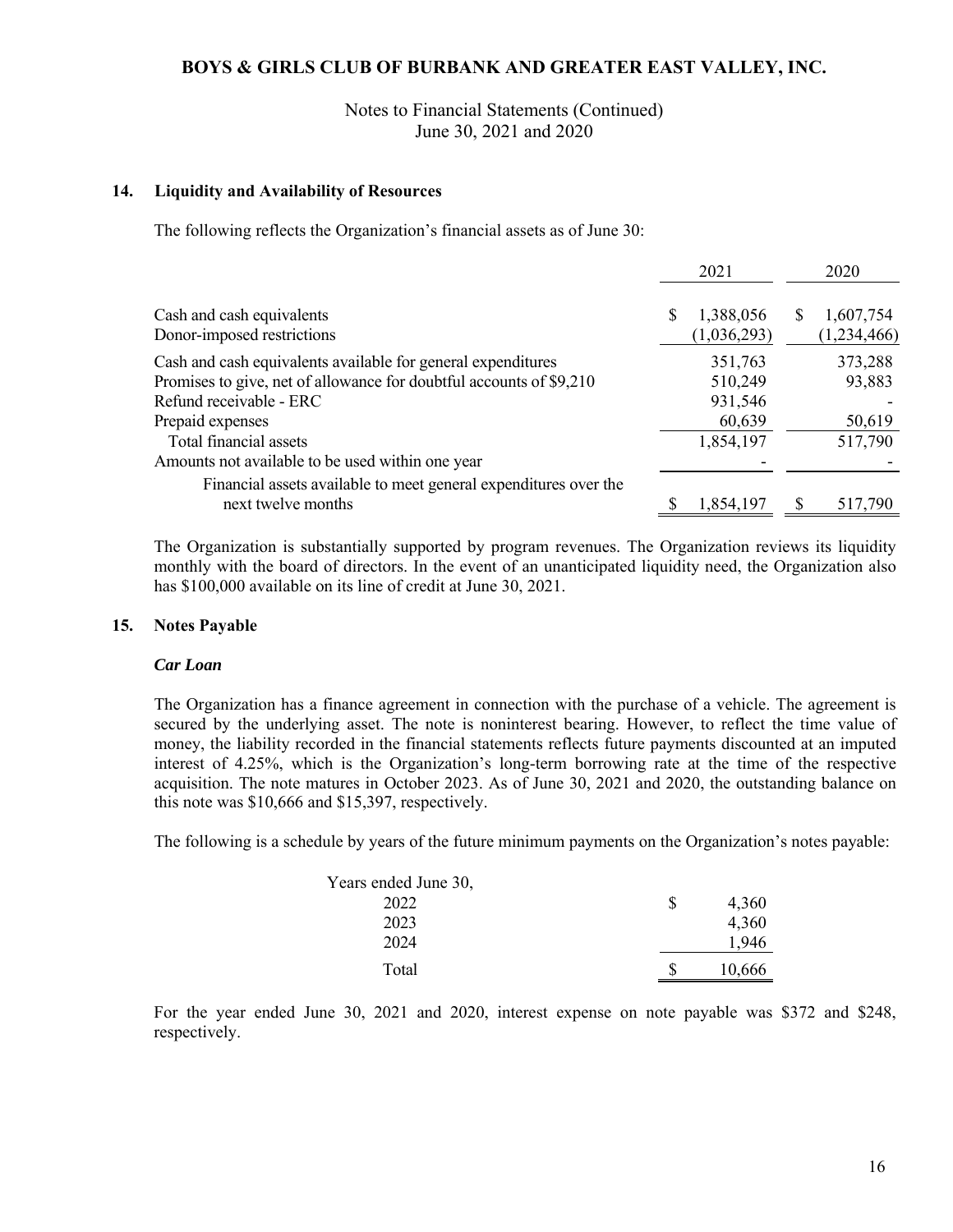# BOYS & GIRLS CLUB OF BURBANK AND GREATER EAST VALLEY, INC.

Notes to Financial Statements (Continued)
June 30, 2021 and 2020

## 14. Liquidity and Availability of Resources

The following reflects the Organization's financial assets as of June 30:

| | 2021 | 2020 |
|---|---|---|
| Cash and cash equivalents | $ 1,388,056 | $ 1,607,754 |
| Donor-imposed restrictions | (1,036,293) | (1,234,466) |
| Cash and cash equivalents available for general expenditures | 351,763 | 373,288 |
| Promises to give, net of allowance for doubtful accounts of $9,210 | 510,249 | 93,883 |
| Refund receivable - ERC | 931,546 | - |
| Prepaid expenses | 60,639 | 50,619 |
| Total financial assets | 1,854,197 | 517,790 |
| Amounts not available to be used within one year | - | - |
| Financial assets available to meet general expenditures over the next twelve months | $ 1,854,197 | $ 517,790 |

The Organization is substantially supported by program revenues. The Organization reviews its liquidity monthly with the board of directors. In the event of an unanticipated liquidity need, the Organization also has $100,000 available on its line of credit at June 30, 2021.

## 15. Notes Payable

### *Car Loan*

The Organization has a finance agreement in connection with the purchase of a vehicle. The agreement is secured by the underlying asset. The note is noninterest bearing. However, to reflect the time value of money, the liability recorded in the financial statements reflects future payments discounted at an imputed interest of 4.25%, which is the Organization's long-term borrowing rate at the time of the respective acquisition. The note matures in October 2023. As of June 30, 2021 and 2020, the outstanding balance on this note was $10,666 and $15,397, respectively.

The following is a schedule by years of the future minimum payments on the Organization's notes payable:

| Years ended June 30, | |
|---|---|
| 2022 | $ 4,360 |
| 2023 | 4,360 |
| 2024 | 1,946 |
| Total | $ 10,666 |

For the year ended June 30, 2021 and 2020, interest expense on note payable was $372 and $248, respectively.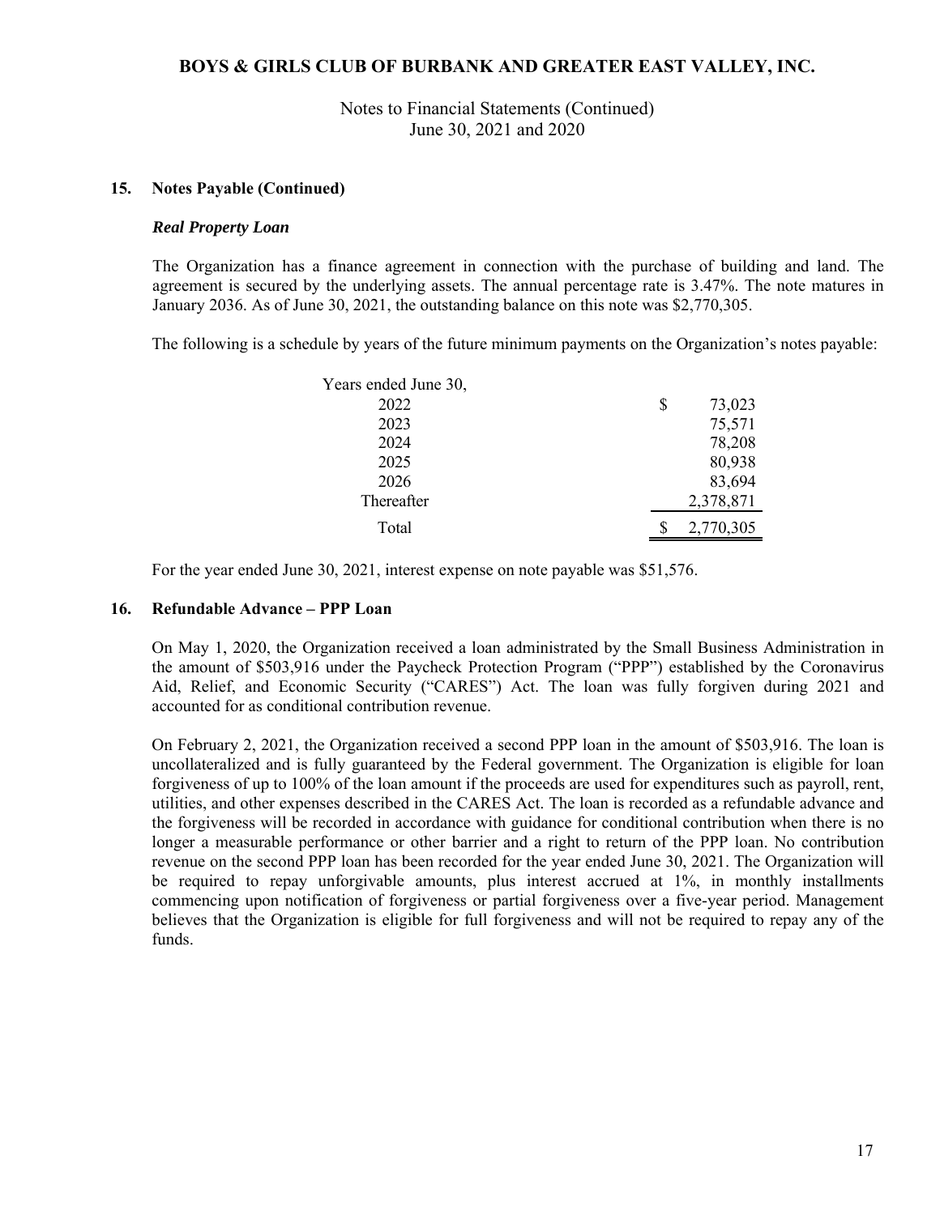## 15. Notes Payable (Continued)

### *Real Property Loan*

The Organization has a finance agreement in connection with the purchase of building and land. The agreement is secured by the underlying assets. The annual percentage rate is 3.47%. The note matures in January 2036. As of June 30, 2021, the outstanding balance on this note was $2,770,305.

The following is a schedule by years of the future minimum payments on the Organization's notes payable:

| Years ended June 30, | |
|---|---|
| 2022 | $ 73,023 |
| 2023 | 75,571 |
| 2024 | 78,208 |
| 2025 | 80,938 |
| 2026 | 83,694 |
| Thereafter | 2,378,871 |
| Total | $ 2,770,305 |

For the year ended June 30, 2021, interest expense on note payable was $51,576.

## 16. Refundable Advance – PPP Loan

On May 1, 2020, the Organization received a loan administrated by the Small Business Administration in the amount of $503,916 under the Paycheck Protection Program ("PPP") established by the Coronavirus Aid, Relief, and Economic Security ("CARES") Act. The loan was fully forgiven during 2021 and accounted for as conditional contribution revenue.

On February 2, 2021, the Organization received a second PPP loan in the amount of $503,916. The loan is uncollateralized and is fully guaranteed by the Federal government. The Organization is eligible for loan forgiveness of up to 100% of the loan amount if the proceeds are used for expenditures such as payroll, rent, utilities, and other expenses described in the CARES Act. The loan is recorded as a refundable advance and the forgiveness will be recorded in accordance with guidance for conditional contribution when there is no longer a measurable performance or other barrier and a right to return of the PPP loan. No contribution revenue on the second PPP loan has been recorded for the year ended June 30, 2021. The Organization will be required to repay unforgivable amounts, plus interest accrued at 1%, in monthly installments commencing upon notification of forgiveness or partial forgiveness over a five-year period. Management believes that the Organization is eligible for full forgiveness and will not be required to repay any of the funds.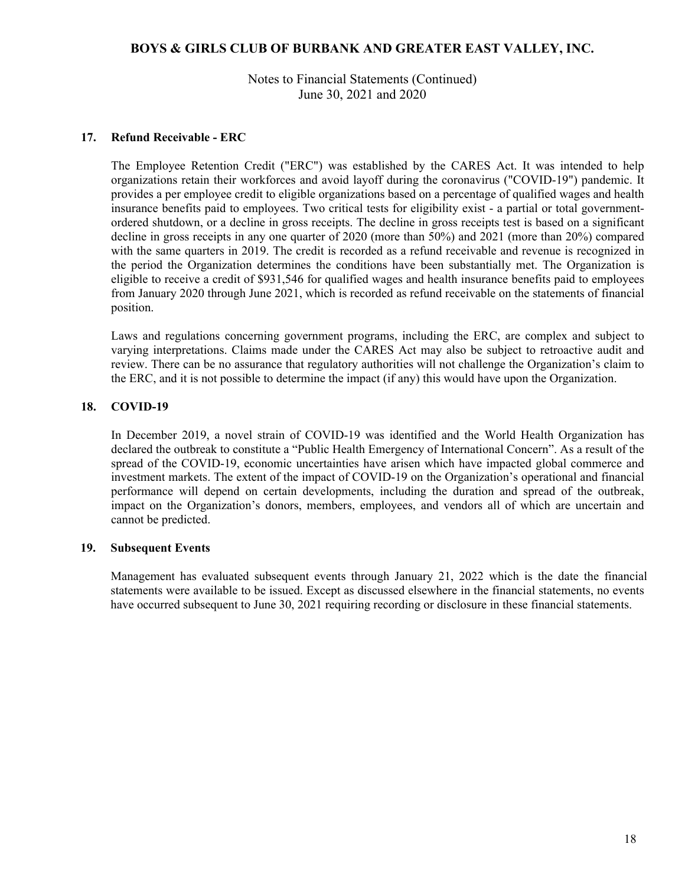## 17. Refund Receivable - ERC

The Employee Retention Credit ("ERC") was established by the CARES Act. It was intended to help organizations retain their workforces and avoid layoff during the coronavirus ("COVID-19") pandemic. It provides a per employee credit to eligible organizations based on a percentage of qualified wages and health insurance benefits paid to employees. Two critical tests for eligibility exist - a partial or total government-ordered shutdown, or a decline in gross receipts. The decline in gross receipts test is based on a significant decline in gross receipts in any one quarter of 2020 (more than 50%) and 2021 (more than 20%) compared with the same quarters in 2019. The credit is recorded as a refund receivable and revenue is recognized in the period the Organization determines the conditions have been substantially met. The Organization is eligible to receive a credit of $931,546 for qualified wages and health insurance benefits paid to employees from January 2020 through June 2021, which is recorded as refund receivable on the statements of financial position.

Laws and regulations concerning government programs, including the ERC, are complex and subject to varying interpretations. Claims made under the CARES Act may also be subject to retroactive audit and review. There can be no assurance that regulatory authorities will not challenge the Organization's claim to the ERC, and it is not possible to determine the impact (if any) this would have upon the Organization.

## 18. COVID-19

In December 2019, a novel strain of COVID-19 was identified and the World Health Organization has declared the outbreak to constitute a "Public Health Emergency of International Concern". As a result of the spread of the COVID-19, economic uncertainties have arisen which have impacted global commerce and investment markets. The extent of the impact of COVID-19 on the Organization's operational and financial performance will depend on certain developments, including the duration and spread of the outbreak, impact on the Organization's donors, members, employees, and vendors all of which are uncertain and cannot be predicted.

## 19. Subsequent Events

Management has evaluated subsequent events through January 21, 2022 which is the date the financial statements were available to be issued. Except as discussed elsewhere in the financial statements, no events have occurred subsequent to June 30, 2021 requiring recording or disclosure in these financial statements.